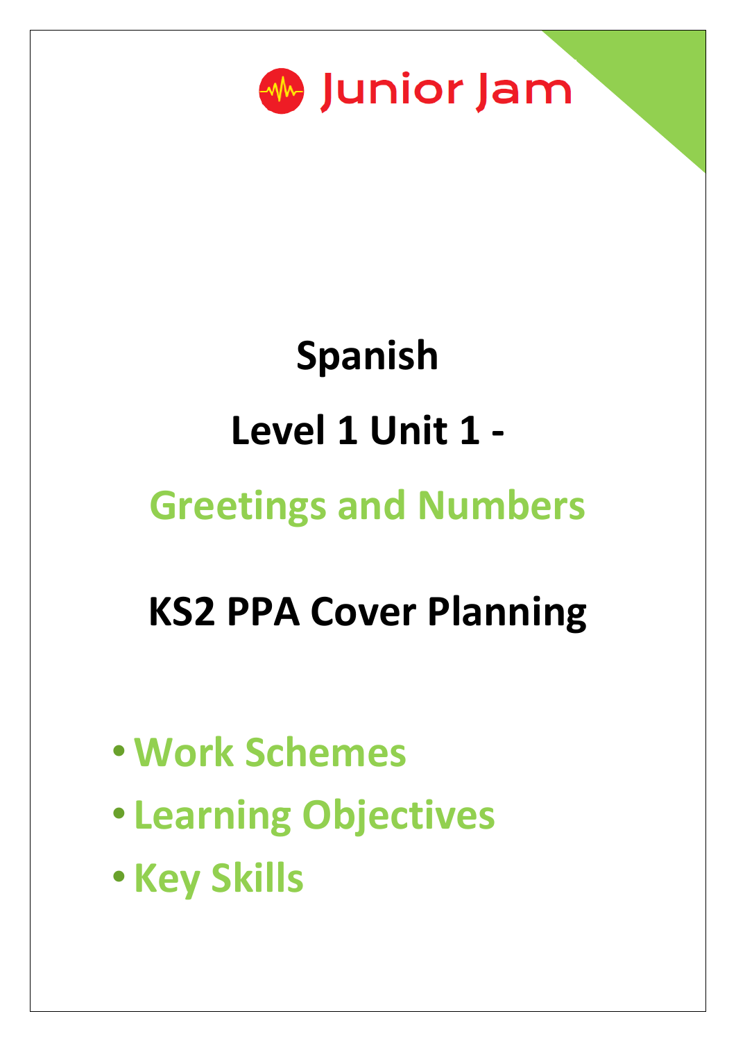Junior Jam

# Spanish

# Level 1 Unit 1 -

# Greetings and Numbers

# KS2 PPA Cover Planning

- **Work Schemes**
- **Learning Objectives**
- **Key Skills**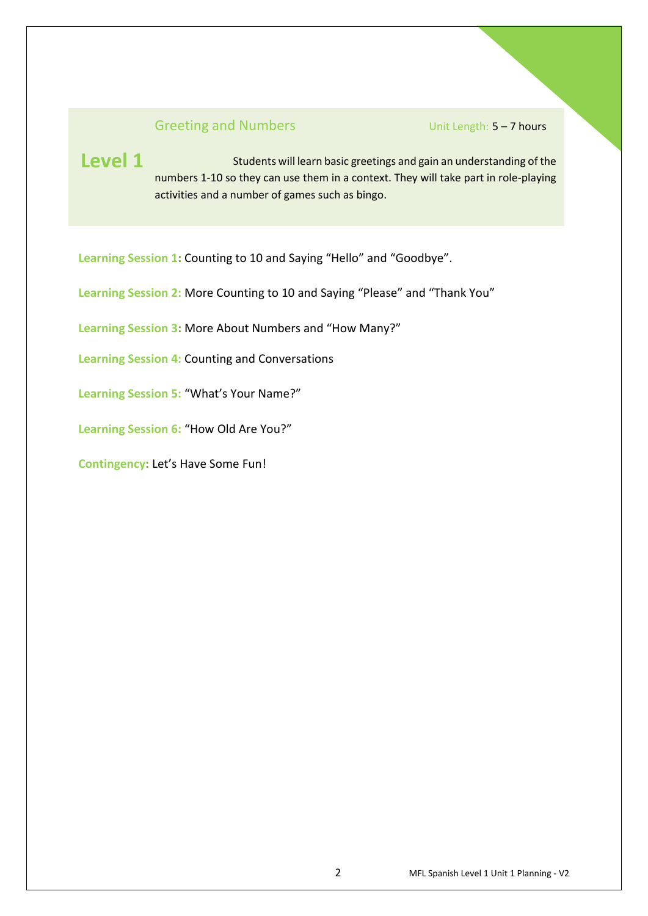## Greeting and Numbers

Unit Length: 5 – 7 hours

# Level 1

Students will learn basic greetings and gain an understanding of the numbers 1-10 so they can use them in a context. They will take part in role-playing activities and a number of games such as bingo.

**Learning Session 1:** Counting to 10 and Saying "Hello" and "Goodbye".

**Learning Session 2:** More Counting to 10 and Saying "Please" and "Thank You"

**Learning Session 3:** More About Numbers and "How Many?"

**Learning Session 4:** Counting and Conversations

**Learning Session 5:** "What's Your Name?"

**Learning Session 6:** "How Old Are You?"

**Contingency:** Let's Have Some Fun!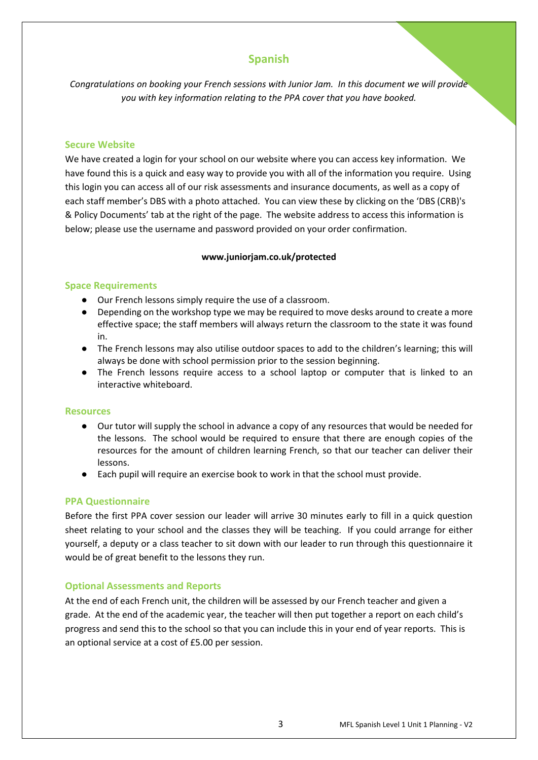# Spanish

*Congratulations on booking your French sessions with Junior Jam. In this document we will provide you with key information relating to the PPA cover that you have booked.*

## Secure Website

We have created a login for your school on our website where you can access key information. We have found this is a quick and easy way to provide you with all of the information you require. Using this login you can access all of our risk assessments and insurance documents, as well as a copy of each staff member's DBS with a photo attached. You can view these by clicking on the 'DBS (CRB)'s & Policy Documents' tab at the right of the page. The website address to access this information is below; please use the username and password provided on your order confirmation.

**www.juniorjam.co.uk/protected**

## Space Requirements

- Our French lessons simply require the use of a classroom.
- Depending on the workshop type we may be required to move desks around to create a more effective space; the staff members will always return the classroom to the state it was found in.
- The French lessons may also utilise outdoor spaces to add to the children's learning; this will always be done with school permission prior to the session beginning.
- The French lessons require access to a school laptop or computer that is linked to an interactive whiteboard.

## Resources

- Our tutor will supply the school in advance a copy of any resources that would be needed for the lessons. The school would be required to ensure that there are enough copies of the resources for the amount of children learning French, so that our teacher can deliver their lessons.
- Each pupil will require an exercise book to work in that the school must provide.

## PPA Questionnaire

Before the first PPA cover session our leader will arrive 30 minutes early to fill in a quick question sheet relating to your school and the classes they will be teaching. If you could arrange for either yourself, a deputy or a class teacher to sit down with our leader to run through this questionnaire it would be of great benefit to the lessons they run.

## Optional Assessments and Reports

At the end of each French unit, the children will be assessed by our French teacher and given a grade. At the end of the academic year, the teacher will then put together a report on each child's progress and send this to the school so that you can include this in your end of year reports. This is an optional service at a cost of £5.00 per session.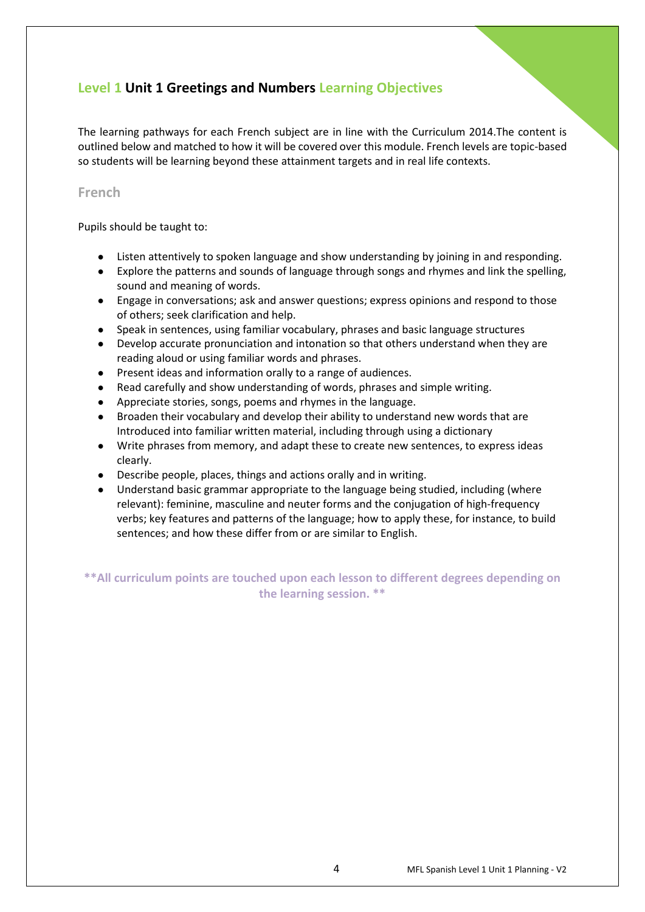## Level 1 Unit 1 Greetings and Numbers Learning Objectives

The learning pathways for each French subject are in line with the Curriculum 2014.The content is outlined below and matched to how it will be covered over this module. French levels are topic-based so students will be learning beyond these attainment targets and in real life contexts.

### French

Pupils should be taught to:

- Listen attentively to spoken language and show understanding by joining in and responding.
- Explore the patterns and sounds of language through songs and rhymes and link the spelling, sound and meaning of words.
- Engage in conversations; ask and answer questions; express opinions and respond to those of others; seek clarification and help.
- Speak in sentences, using familiar vocabulary, phrases and basic language structures
- Develop accurate pronunciation and intonation so that others understand when they are reading aloud or using familiar words and phrases.
- Present ideas and information orally to a range of audiences.
- Read carefully and show understanding of words, phrases and simple writing.
- Appreciate stories, songs, poems and rhymes in the language.
- Broaden their vocabulary and develop their ability to understand new words that are Introduced into familiar written material, including through using a dictionary
- Write phrases from memory, and adapt these to create new sentences, to express ideas clearly.
- Describe people, places, things and actions orally and in writing.
- Understand basic grammar appropriate to the language being studied, including (where relevant): feminine, masculine and neuter forms and the conjugation of high-frequency verbs; key features and patterns of the language; how to apply these, for instance, to build sentences; and how these differ from or are similar to English.

**\*\*All curriculum points are touched upon each lesson to different degrees depending on the learning session. \*\***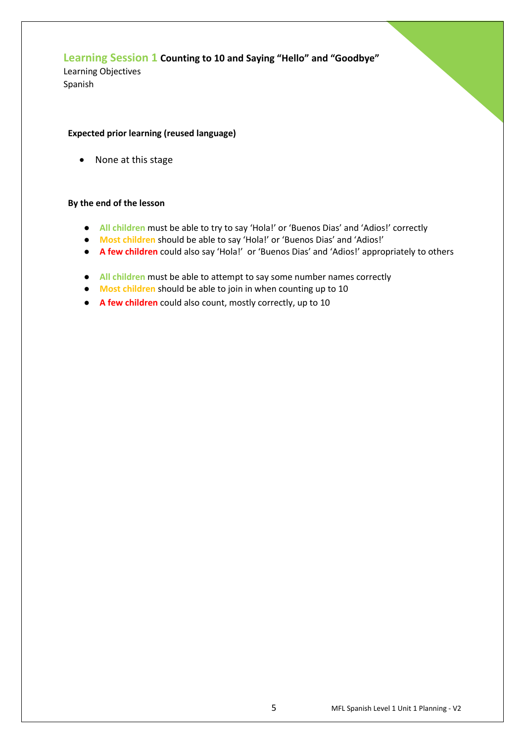## Learning Session 1 Counting to 10 and Saying "Hello" and "Goodbye"

Learning Objectives
Spanish

**Expected prior learning (reused language)**

- None at this stage

**By the end of the lesson**

- **All children** must be able to try to say 'Hola!' or 'Buenos Dias' and 'Adios!' correctly
- **Most children** should be able to say 'Hola!' or 'Buenos Dias' and 'Adios!'
- **A few children** could also say 'Hola!' or 'Buenos Dias' and 'Adios!' appropriately to others

- **All children** must be able to attempt to say some number names correctly
- **Most children** should be able to join in when counting up to 10
- **A few children** could also count, mostly correctly, up to 10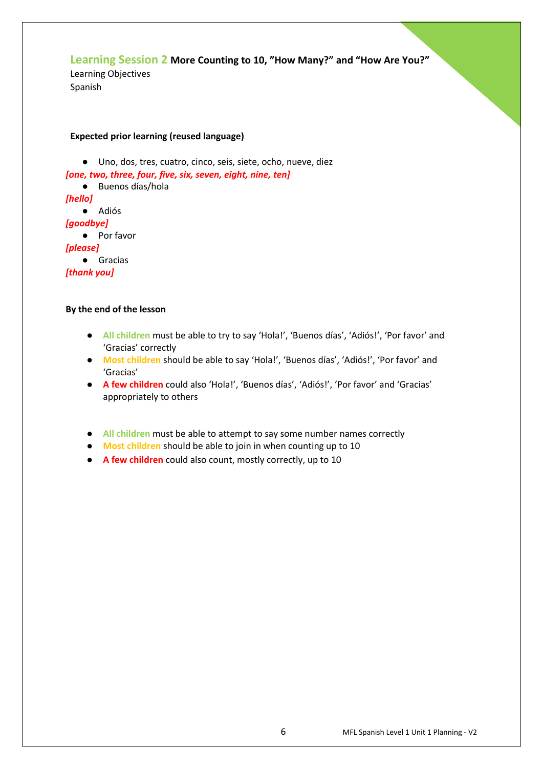## Learning Session 2 More Counting to 10, "How Many?" and "How Are You?"

Learning Objectives
Spanish

**Expected prior learning (reused language)**

- Uno, dos, tres, cuatro, cinco, seis, siete, ocho, nueve, diez

***[one, two, three, four, five, six, seven, eight, nine, ten]***

- Buenos días/hola

***[hello]***

- Adiós

***[goodbye]***

- Por favor

***[please]***

- Gracias

***[thank you]***

**By the end of the lesson**

- **All children** must be able to try to say 'Hola!', 'Buenos días', 'Adiós!', 'Por favor' and 'Gracias' correctly
- **Most children** should be able to say 'Hola!', 'Buenos días', 'Adiós!', 'Por favor' and 'Gracias'
- **A few children** could also 'Hola!', 'Buenos días', 'Adiós!', 'Por favor' and 'Gracias' appropriately to others

- **All children** must be able to attempt to say some number names correctly
- **Most children** should be able to join in when counting up to 10
- **A few children** could also count, mostly correctly, up to 10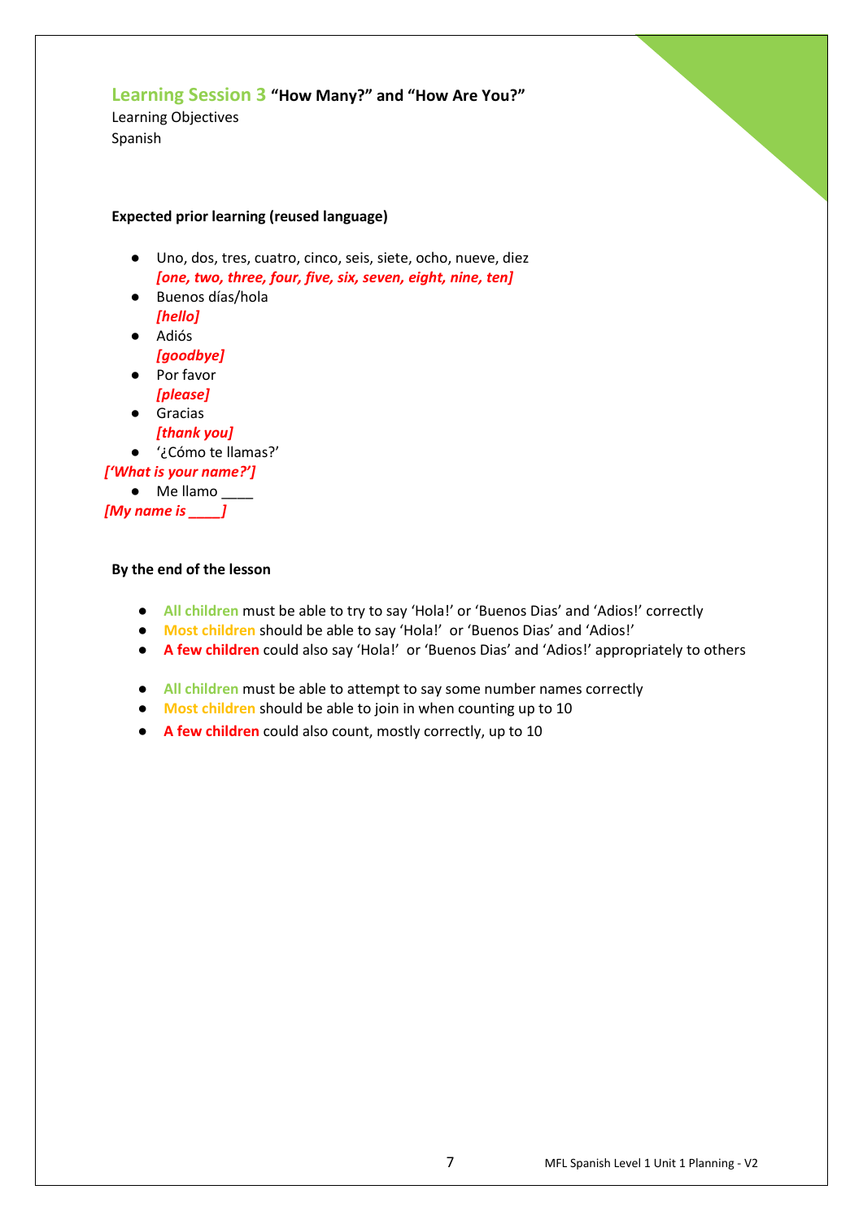## Learning Session 3 **“How Many?” and “How Are You?”**

Learning Objectives
Spanish

**Expected prior learning (reused language)**

- Uno, dos, tres, cuatro, cinco, seis, siete, ocho, nueve, diez
  ***[one, two, three, four, five, six, seven, eight, nine, ten]***
- Buenos días/hola
  ***[hello]***
- Adiós
  ***[goodbye]***
- Por favor
  ***[please]***
- Gracias
  ***[thank you]***
- ‘¿Cómo te llamas?’

***[‘What is your name?’]***

- Me llamo ____

***[My name is ____]***

**By the end of the lesson**

- **All children** must be able to try to say ‘Hola!’ or ‘Buenos Dias’ and ‘Adios!’ correctly
- **Most children** should be able to say ‘Hola!’ or ‘Buenos Dias’ and ‘Adios!’
- **A few children** could also say ‘Hola!’ or ‘Buenos Dias’ and ‘Adios!’ appropriately to others

- **All children** must be able to attempt to say some number names correctly
- **Most children** should be able to join in when counting up to 10
- **A few children** could also count, mostly correctly, up to 10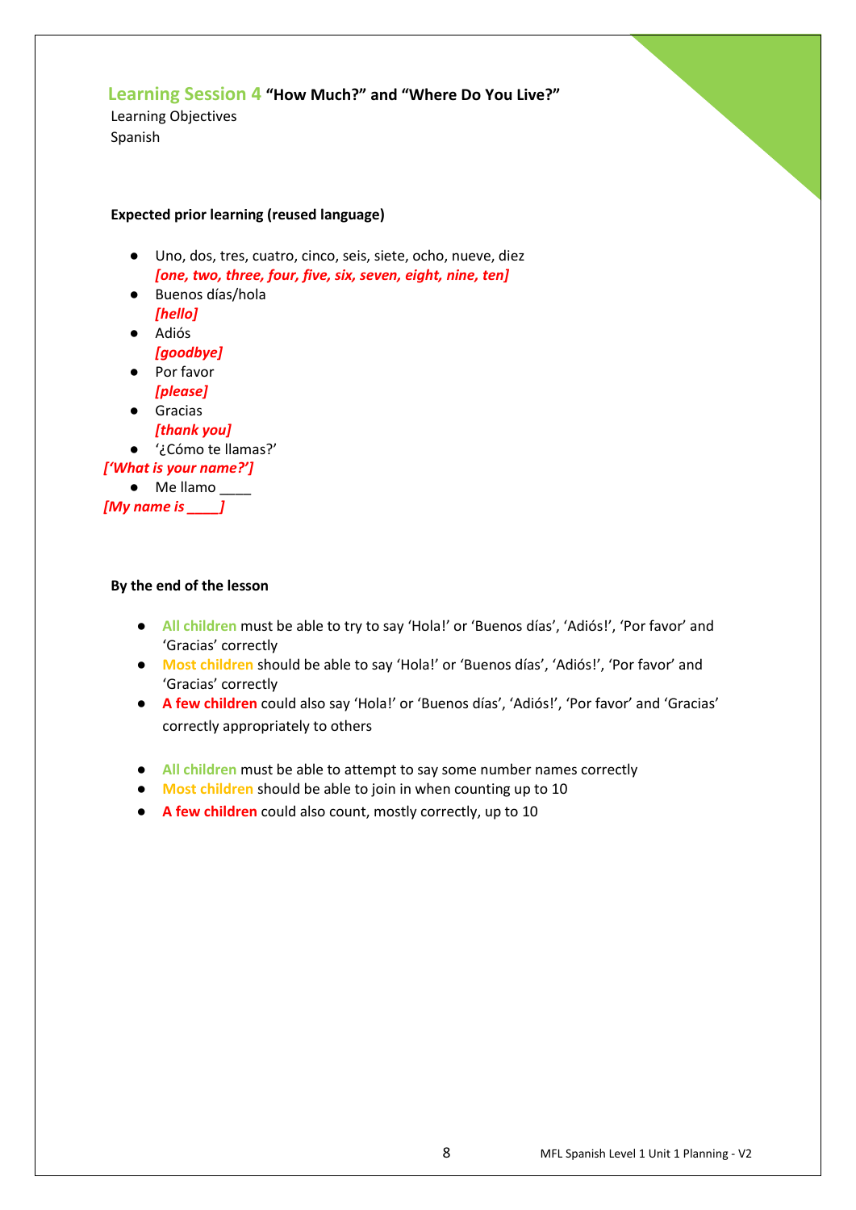## Learning Session 4 "How Much?" and "Where Do You Live?"

Learning Objectives

Spanish

**Expected prior learning (reused language)**

- Uno, dos, tres, cuatro, cinco, seis, siete, ocho, nueve, diez
  ***[one, two, three, four, five, six, seven, eight, nine, ten]***
- Buenos días/hola
  ***[hello]***
- Adiós
  ***[goodbye]***
- Por favor
  ***[please]***
- Gracias
  ***[thank you]***
- '¿Cómo te llamas?'
  ***['What is your name?']***
- Me llamo ____
  ***[My name is ____]***

**By the end of the lesson**

- **All children** must be able to try to say 'Hola!' or 'Buenos días', 'Adiós!', 'Por favor' and 'Gracias' correctly
- **Most children** should be able to say 'Hola!' or 'Buenos días', 'Adiós!', 'Por favor' and 'Gracias' correctly
- **A few children** could also say 'Hola!' or 'Buenos días', 'Adiós!', 'Por favor' and 'Gracias' correctly appropriately to others

- **All children** must be able to attempt to say some number names correctly
- **Most children** should be able to join in when counting up to 10
- **A few children** could also count, mostly correctly, up to 10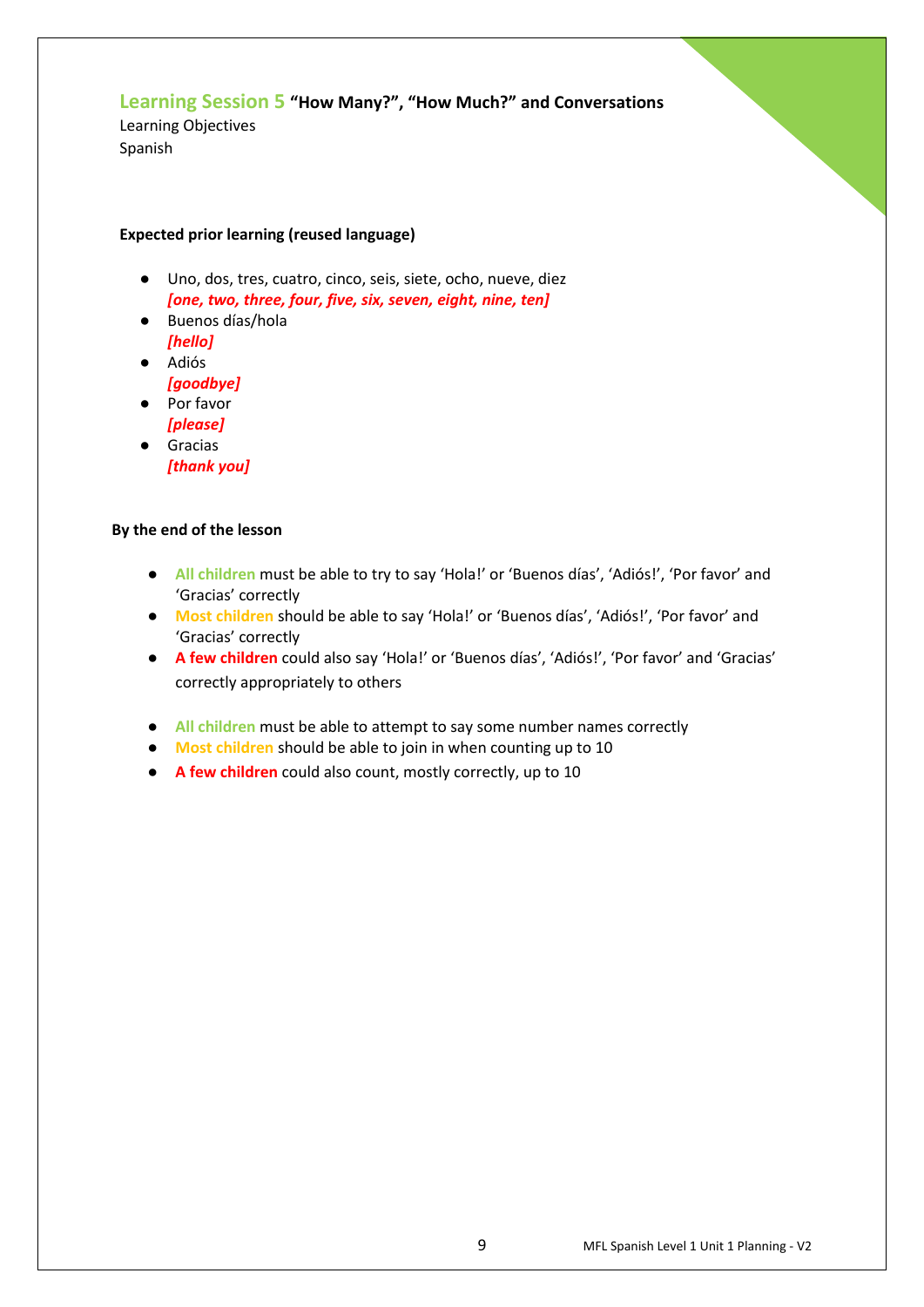## Learning Session 5 **"How Many?", "How Much?" and Conversations**

Learning Objectives
Spanish

**Expected prior learning (reused language)**

- Uno, dos, tres, cuatro, cinco, seis, siete, ocho, nueve, diez
  ***[one, two, three, four, five, six, seven, eight, nine, ten]***
- Buenos días/hola
  ***[hello]***
- Adiós
  ***[goodbye]***
- Por favor
  ***[please]***
- Gracias
  ***[thank you]***

**By the end of the lesson**

- **All children** must be able to try to say 'Hola!' or 'Buenos días', 'Adiós!', 'Por favor' and 'Gracias' correctly
- **Most children** should be able to say 'Hola!' or 'Buenos días', 'Adiós!', 'Por favor' and 'Gracias' correctly
- **A few children** could also say 'Hola!' or 'Buenos días', 'Adiós!', 'Por favor' and 'Gracias' correctly appropriately to others

- **All children** must be able to attempt to say some number names correctly
- **Most children** should be able to join in when counting up to 10
- **A few children** could also count, mostly correctly, up to 10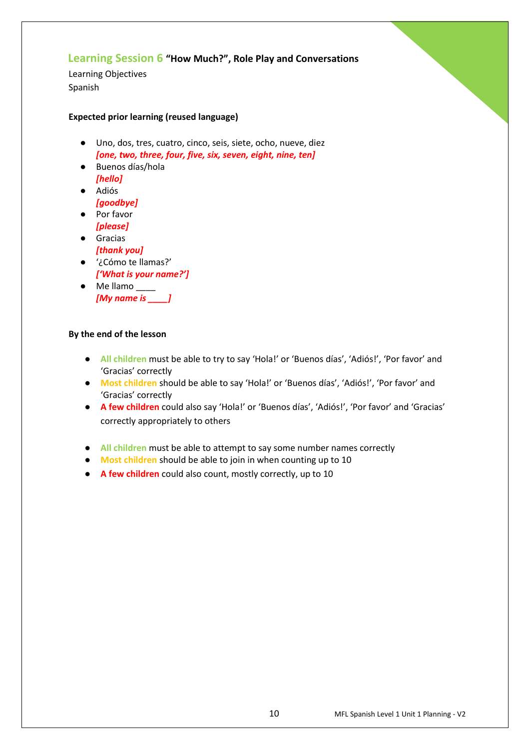## Learning Session 6 "How Much?", Role Play and Conversations

Learning Objectives
Spanish

**Expected prior learning (reused language)**

- Uno, dos, tres, cuatro, cinco, seis, siete, ocho, nueve, diez
  ***[one, two, three, four, five, six, seven, eight, nine, ten]***
- Buenos días/hola
  ***[hello]***
- Adiós
  ***[goodbye]***
- Por favor
  ***[please]***
- Gracias
  ***[thank you]***
- '¿Cómo te llamas?'
  ***['What is your name?']***
- Me llamo ____
  ***[My name is ____]***

**By the end of the lesson**

- **All children** must be able to try to say 'Hola!' or 'Buenos días', 'Adiós!', 'Por favor' and 'Gracias' correctly
- **Most children** should be able to say 'Hola!' or 'Buenos días', 'Adiós!', 'Por favor' and 'Gracias' correctly
- **A few children** could also say 'Hola!' or 'Buenos días', 'Adiós!', 'Por favor' and 'Gracias' correctly appropriately to others

- **All children** must be able to attempt to say some number names correctly
- **Most children** should be able to join in when counting up to 10
- **A few children** could also count, mostly correctly, up to 10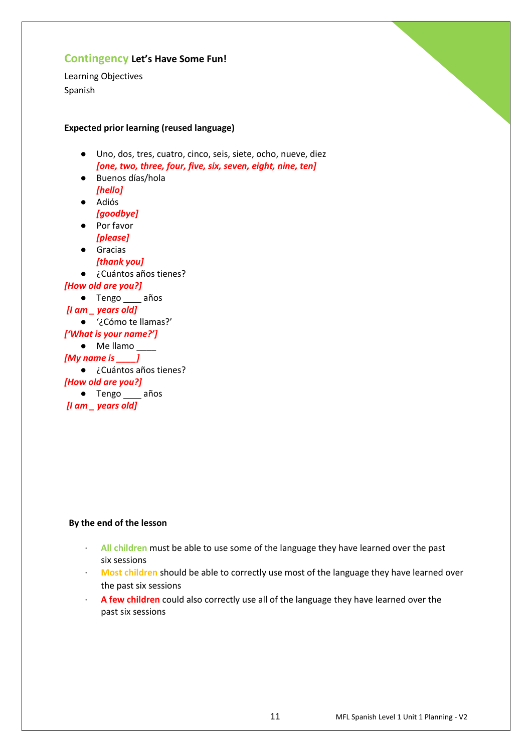## Contingency Let's Have Some Fun!

Learning Objectives
Spanish

**Expected prior learning (reused language)**

- Uno, dos, tres, cuatro, cinco, seis, siete, ocho, nueve, diez
  ***[one, two, three, four, five, six, seven, eight, nine, ten]***
- Buenos días/hola
  ***[hello]***
- Adiós
  ***[goodbye]***
- Por favor
  ***[please]***
- Gracias
  ***[thank you]***
- ¿Cuántos años tienes?

***[How old are you?]***

- Tengo ____ años

***[I am _ years old]***

- '¿Cómo te llamas?'

***['What is your name?']***

- Me llamo ____

***[My name is ____]***

- ¿Cuántos años tienes?

***[How old are you?]***

- Tengo ____ años

***[I am _ years old]***

**By the end of the lesson**

- **All children** must be able to use some of the language they have learned over the past six sessions
- **Most children** should be able to correctly use most of the language they have learned over the past six sessions
- **A few children** could also correctly use all of the language they have learned over the past six sessions